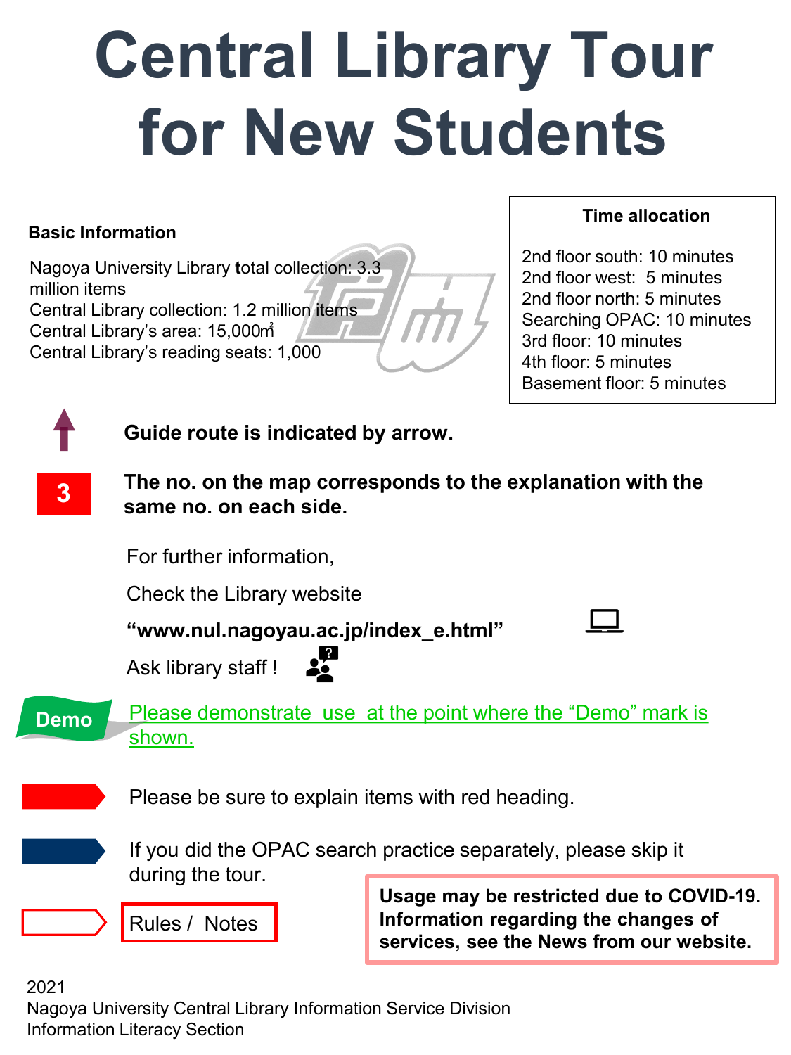# Central Library Tour for New Students

**Basic Information**

Nagoya University Library total collection: 3.3 million items
Central Library collection: 1.2 million items
Central Library's area: 15,000㎡
Central Library's reading seats: 1,000

**Time allocation**

2nd floor south: 10 minutes
2nd floor west: 5 minutes
2nd floor north: 5 minutes
Searching OPAC: 10 minutes
3rd floor: 10 minutes
4th floor: 5 minutes
Basement floor: 5 minutes

**Guide route is indicated by arrow.**

3 — **The no. on the map corresponds to the explanation with the same no. on each side.**

For further information,

Check the Library website

**"www.nul.nagoyau.ac.jp/index_e.html"**

Ask library staff !

Demo — Please demonstrate use at the point where the "Demo" mark is shown.

Please be sure to explain items with red heading.

If you did the OPAC search practice separately, please skip it during the tour.

Rules / Notes

**Usage may be restricted due to COVID-19. Information regarding the changes of services, see the News from our website.**

2021
Nagoya University Central Library Information Service Division
Information Literacy Section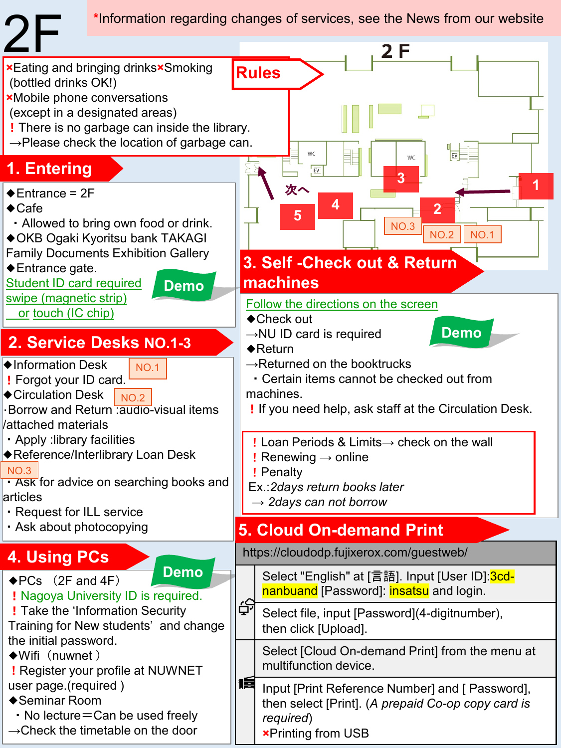# 2F

*Information regarding changes of services, see the News from our website

## Rules

- ×Eating and bringing drinks ×Smoking (bottled drinks OK!)
- ×Mobile phone conversations (except in a designated areas)
- ！There is no garbage can inside the library. →Please check the location of garbage can.

2 F

1 2 3 4 5 次へ NO.1 NO.2 NO.3

## 1. Entering

◆Entrance = 2F

◆Cafe

・Allowed to bring own food or drink.

◆OKB Ogaki Kyoritsu bank TAKAGI Family Documents Exhibition Gallery

◆Entrance gate.

Student ID card required swipe (magnetic strip) or touch (IC chip)

Demo

## 2. Service Desks NO.1-3

◆Information Desk NO.1

！Forgot your ID card.

◆Circulation Desk NO.2

·Borrow and Return :audio-visual items /attached materials

・Apply :library facilities

◆Reference/Interlibrary Loan Desk NO.3

・Ask for advice on searching books and articles

・Request for ILL service

・Ask about photocopying

## 3. Self -Check out & Return machines

Follow the directions on the screen

Demo

◆Check out

→NU ID card is required

◆Return

→Returned on the booktrucks

・Certain items cannot be checked out from machines.

！If you need help, ask staff at the Circulation Desk.

！Loan Periods & Limits→ check on the wall
！Renewing → online
！Penalty
Ex.:*2days return books later*
→ *2days can not borrow*

## 4. Using PCs

Demo

◆PCs （2F and 4F）

！Nagoya University ID is required.

！Take the ‘Information Security Training for New students’ and change the initial password.

◆Wifi（nuwnet ）

！Register your profile at NUWNET user page.(required )

◆Seminar Room

・No lecture＝Can be used freely

→Check the timetable on the door

## 5. Cloud On-demand Print

https://cloudodp.fujixerox.com/guestweb/

Select "English" at [言語]. Input [User ID]:3cd-nanbuand [Password]: insatsu and login.

Select file, input [Password](4-digitnumber), then click [Upload].

Select [Cloud On-demand Print] from the menu at multifunction device.

Input [Print Reference Number] and [ Password], then select [Print]. (*A prepaid Co-op copy card is required*)

×Printing from USB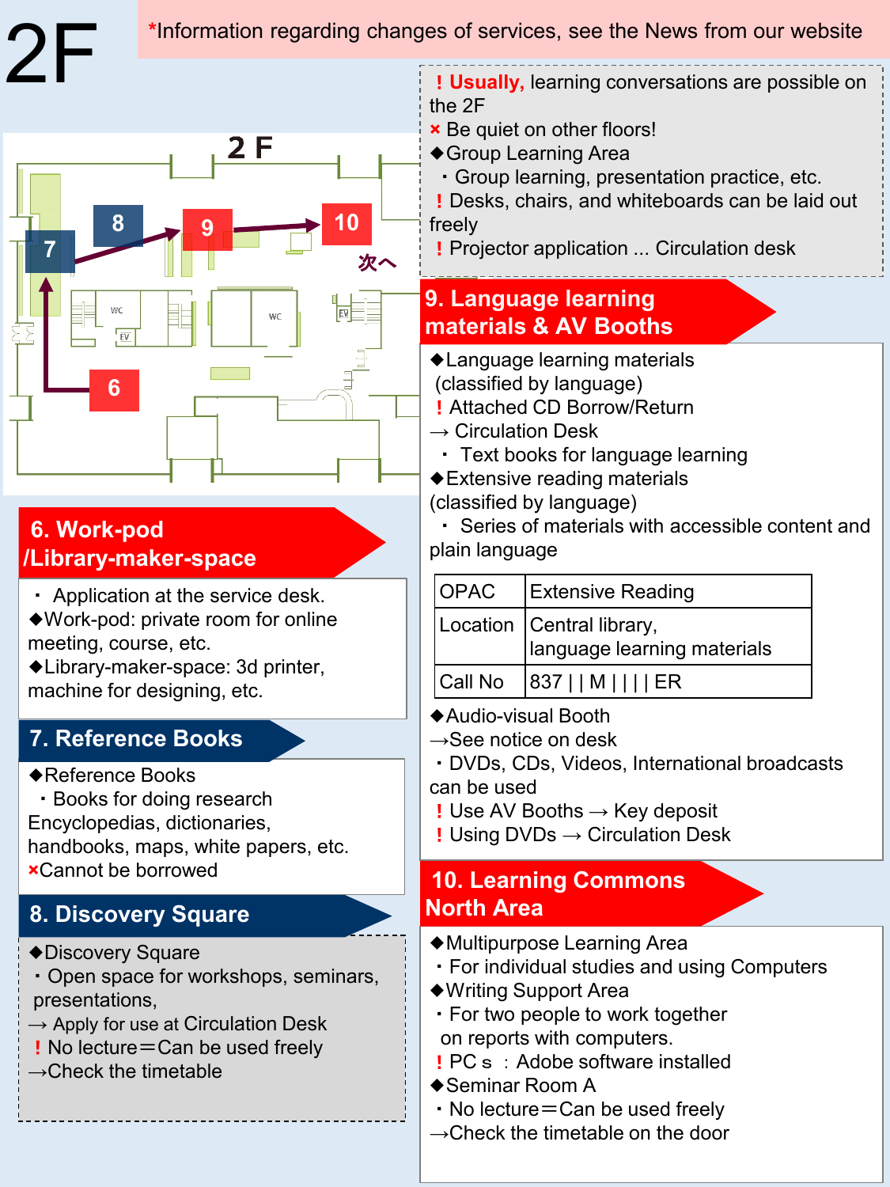# 2F

*Information regarding changes of services, see the News from our website

！**Usually,** learning conversations are possible on the 2F
× Be quiet on other floors!
◆Group Learning Area
・Group learning, presentation practice, etc.
！Desks, chairs, and whiteboards can be laid out freely
！Projector application ... Circulation desk

2 F

8 9 10 7 6 次へ

## 6. Work-pod /Library-maker-space

・ Application at the service desk.
◆Work-pod: private room for online meeting, course, etc.
◆Library-maker-space: 3d printer, machine for designing, etc.

## 7. Reference Books

◆Reference Books
・Books for doing research
Encyclopedias, dictionaries, handbooks, maps, white papers, etc.
×Cannot be borrowed

## 8. Discovery Square

◆Discovery Square
・Open space for workshops, seminars, presentations,
→ Apply for use at Circulation Desk
！No lecture＝Can be used freely
→Check the timetable

## 9. Language learning materials & AV Booths

◆Language learning materials (classified by language)
！Attached CD Borrow/Return
→ Circulation Desk
・ Text books for language learning
◆Extensive reading materials (classified by language)
・ Series of materials with accessible content and plain language

| OPAC | Extensive Reading |
|---|---|
| Location | Central library, language learning materials |
| Call No | 837 \| \| M \| \| \| \| ER |

◆Audio-visual Booth
→See notice on desk
・DVDs, CDs, Videos, International broadcasts can be used
！Use AV Booths → Key deposit
！Using DVDs → Circulation Desk

## 10. Learning Commons North Area

◆Multipurpose Learning Area
・For individual studies and using Computers
◆Writing Support Area
・For two people to work together on reports with computers.
！PC s ：Adobe software installed
◆Seminar Room A
・No lecture＝Can be used freely
→Check the timetable on the door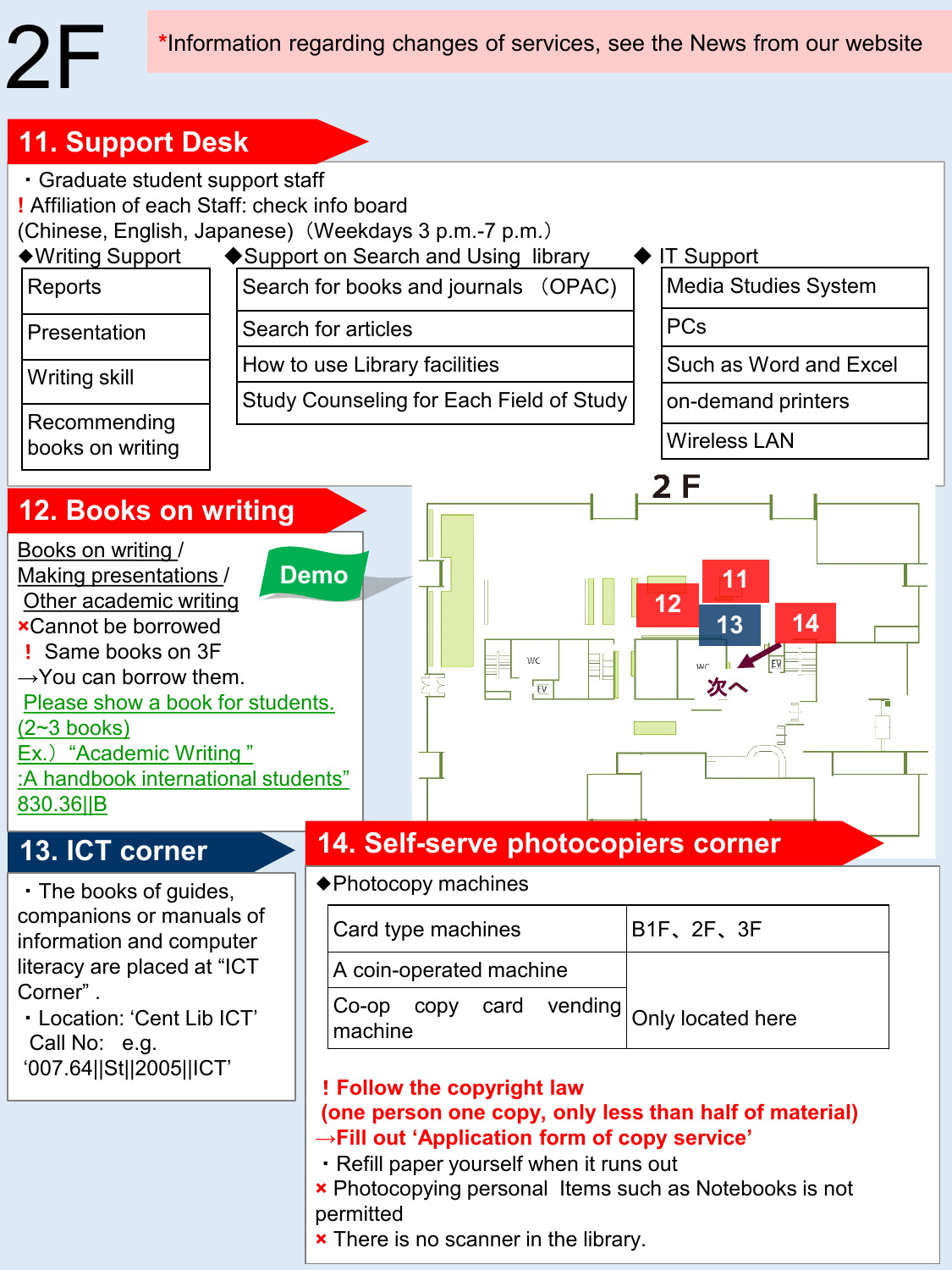# 2F

*Information regarding changes of services, see the News from our website

## 11. Support Desk

・Graduate student support staff

! Affiliation of each Staff: check info board

(Chinese, English, Japanese)（Weekdays 3 p.m.-7 p.m.）

◆Writing Support

| Reports |
|---|
| Presentation |
| Writing skill |
| Recommending books on writing |

◆Support on Search and Using library

| Search for books and journals （OPAC) |
|---|
| Search for articles |
| How to use Library facilities |
| Study Counseling for Each Field of Study |

◆ IT Support

| Media Studies System |
|---|
| PCs |
| Such as Word and Excel |
| on-demand printers |
| Wireless LAN |

## 12. Books on writing

Books on writing / Making presentations / Other academic writing

×Cannot be borrowed

! Same books on 3F

→You can borrow them.

Demo

Please show a book for students. (2~3 books)

Ex.）“Academic Writing ” :A handbook international students”

830.36||B

## 13. ICT corner

・The books of guides, companions or manuals of information and computer literacy are placed at “ICT Corner” .

・Location: ‘Cent Lib ICT’ Call No: e.g. ‘007.64||St||2005||ICT’

2 F

11 12 13 14

次へ

## 14. Self-serve photocopiers corner

◆Photocopy machines

| Card type machines | B1F、2F、3F |
|---|---|
| A coin-operated machine | Only located here |
| Co-op copy card vending machine | |

**! Follow the copyright law**
**(one person one copy, only less than half of material)**
**→Fill out ‘Application form of copy service’**

・Refill paper yourself when it runs out

× Photocopying personal Items such as Notebooks is not permitted

× There is no scanner in the library.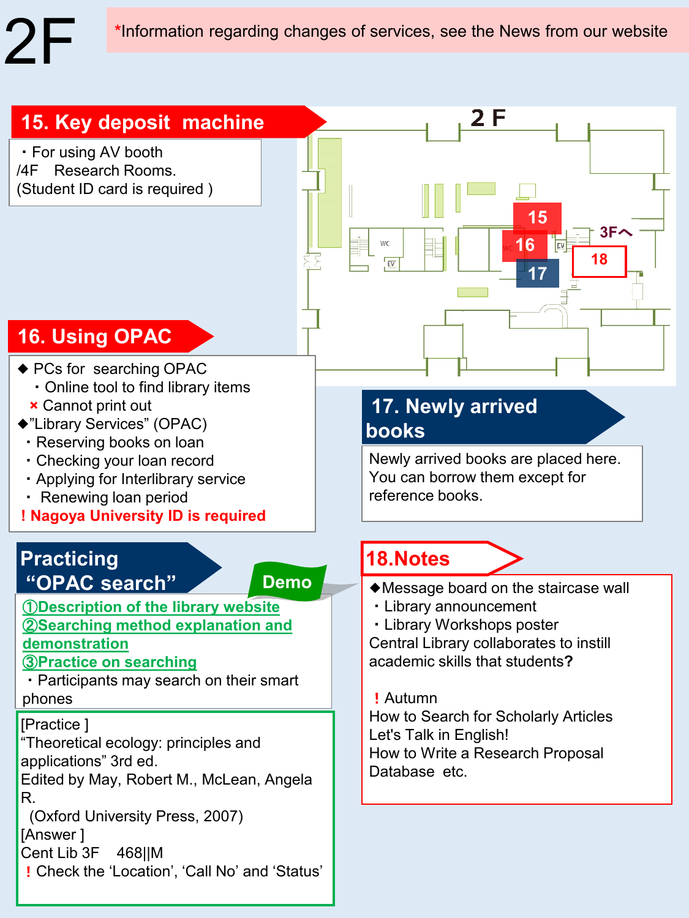# 2F

*Information regarding changes of services, see the News from our website

## 15. Key deposit machine

・For using AV booth /4F Research Rooms.
(Student ID card is required )

## 16. Using OPAC

◆ PCs for searching OPAC
・Online tool to find library items
× Cannot print out

◆"Library Services" (OPAC)
・Reserving books on loan
・Checking your loan record
・Applying for Interlibrary service
・ Renewing loan period

**! Nagoya University ID is required**

## 17. Newly arrived books

Newly arrived books are placed here. You can borrow them except for reference books.

## Practicing "OPAC search"

Demo

①Description of the library website
②Searching method explanation and demonstration
③Practice on searching
・Participants may search on their smart phones

[Practice ]
"Theoretical ecology: principles and applications" 3rd ed.
Edited by May, Robert M., McLean, Angela R.
(Oxford University Press, 2007)
[Answer ]
Cent Lib 3F 468||M
! Check the 'Location', 'Call No' and 'Status'

## 18.Notes

◆Message board on the staircase wall
・Library announcement
・Library Workshops poster
Central Library collaborates to instill academic skills that students**?**

! Autumn
How to Search for Scholarly Articles
Let's Talk in English!
How to Write a Research Proposal
Database etc.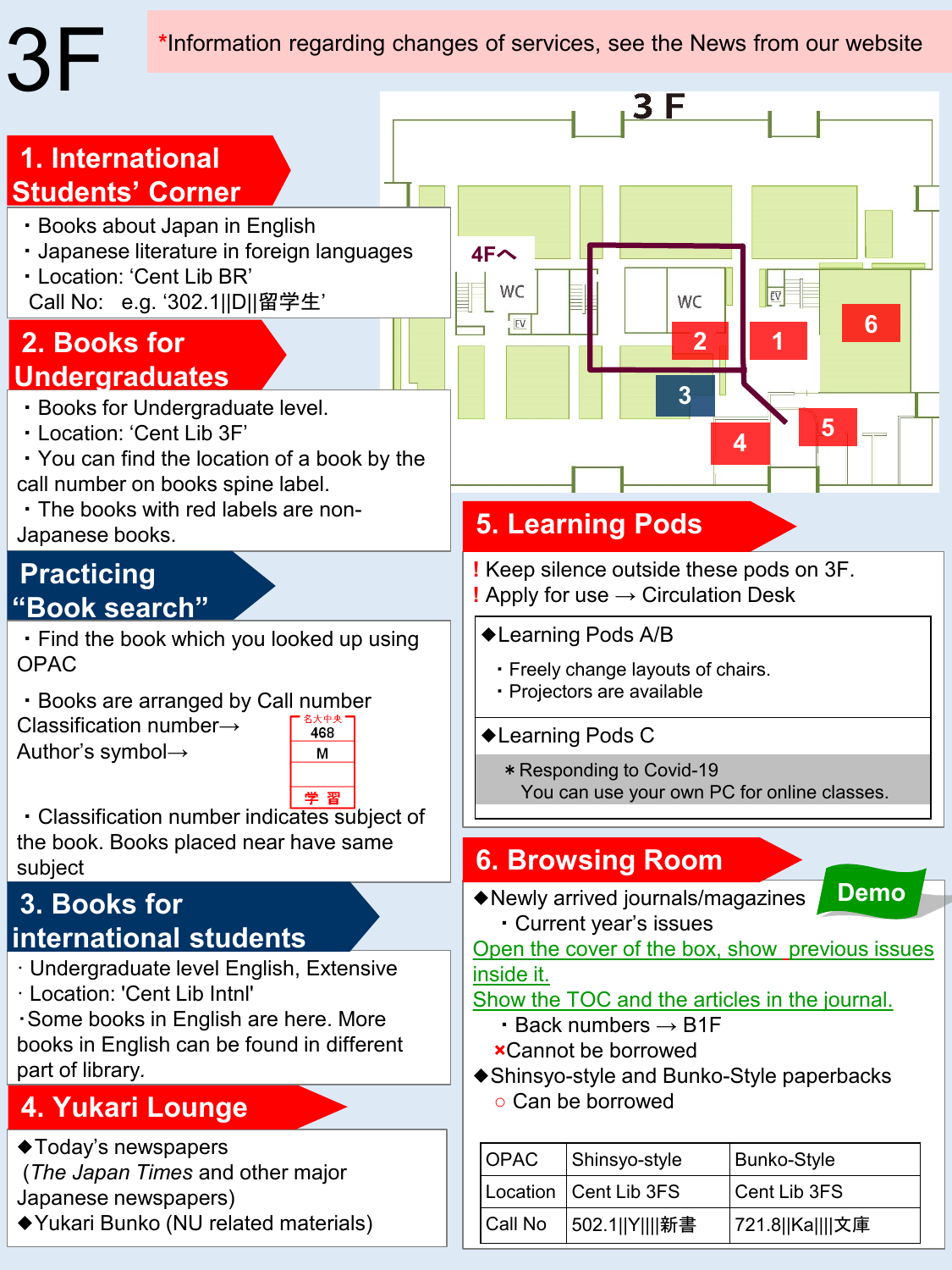# 3F

*Information regarding changes of services, see the News from our website

## 1. International Students' Corner

- Books about Japan in English
- Japanese literature in foreign languages
- Location: 'Cent Lib BR'
  Call No: e.g. '302.1||D||留学生'

## 2. Books for Undergraduates

- Books for Undergraduate level.
- Location: 'Cent Lib 3F'
- You can find the location of a book by the call number on books spine label.
- The books with red labels are non-Japanese books.

## Practicing "Book search"

- Find the book which you looked up using OPAC
- Books are arranged by Call number
  Classification number→ 468
  Author's symbol→ M
- Classification number indicates subject of the book. Books placed near have same subject

## 3. Books for international students

- Undergraduate level English, Extensive
- Location: 'Cent Lib Intnl'
- Some books in English are here. More books in English can be found in different part of library.

## 4. Yukari Lounge

◆Today's newspapers
(*The Japan Times* and other major Japanese newspapers)

◆Yukari Bunko (NU related materials)

## 5. Learning Pods

! Keep silence outside these pods on 3F.
! Apply for use → Circulation Desk

◆Learning Pods A/B
- Freely change layouts of chairs.
- Projectors are available

◆Learning Pods C
＊Responding to Covid-19
You can use your own PC for online classes.

## 6. Browsing Room

Demo

◆Newly arrived journals/magazines
- Current year's issues

Open the cover of the box, show previous issues inside it.
Show the TOC and the articles in the journal.

- Back numbers → B1F

×Cannot be borrowed

◆Shinsyo-style and Bunko-Style paperbacks
○ Can be borrowed

| OPAC | Shinsyo-style | Bunko-Style |
|---|---|---|
| Location | Cent Lib 3FS | Cent Lib 3FS |
| Call No | 502.1\|\|Y\|\|\|\|新書 | 721.8\|\|Ka\|\|\|\|文庫 |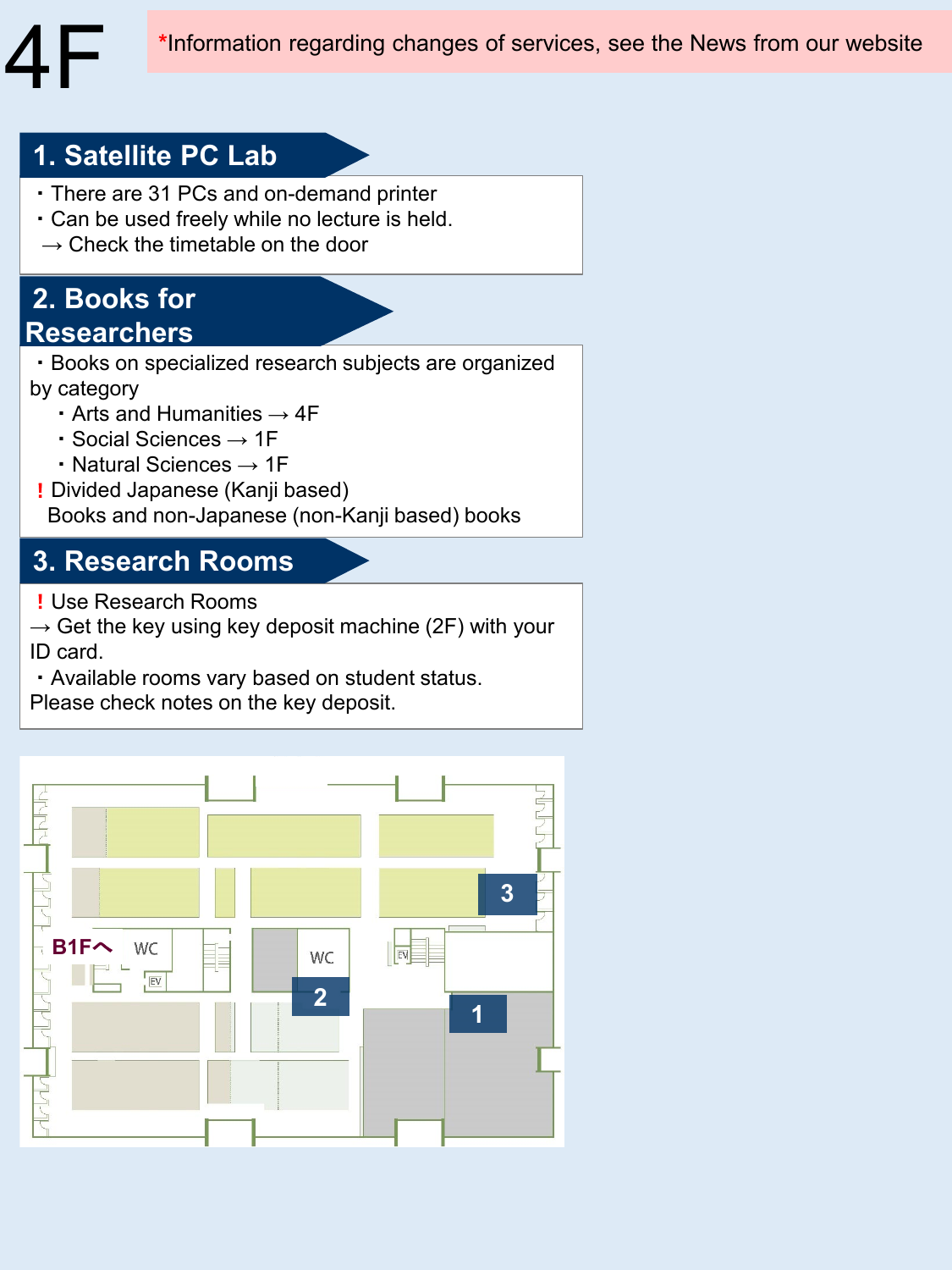# 4F

*Information regarding changes of services, see the News from our website

## 1. Satellite PC Lab

- There are 31 PCs and on-demand printer
- Can be used freely while no lecture is held.
  → Check the timetable on the door

## 2. Books for Researchers

- Books on specialized research subjects are organized by category
  - Arts and Humanities → 4F
  - Social Sciences → 1F
  - Natural Sciences → 1F

! Divided Japanese (Kanji based) Books and non-Japanese (non-Kanji based) books

## 3. Research Rooms

! Use Research Rooms
→ Get the key using key deposit machine (2F) with your ID card.

- Available rooms vary based on student status. Please check notes on the key deposit.

B1Fへ WC WC EV EV 1 2 3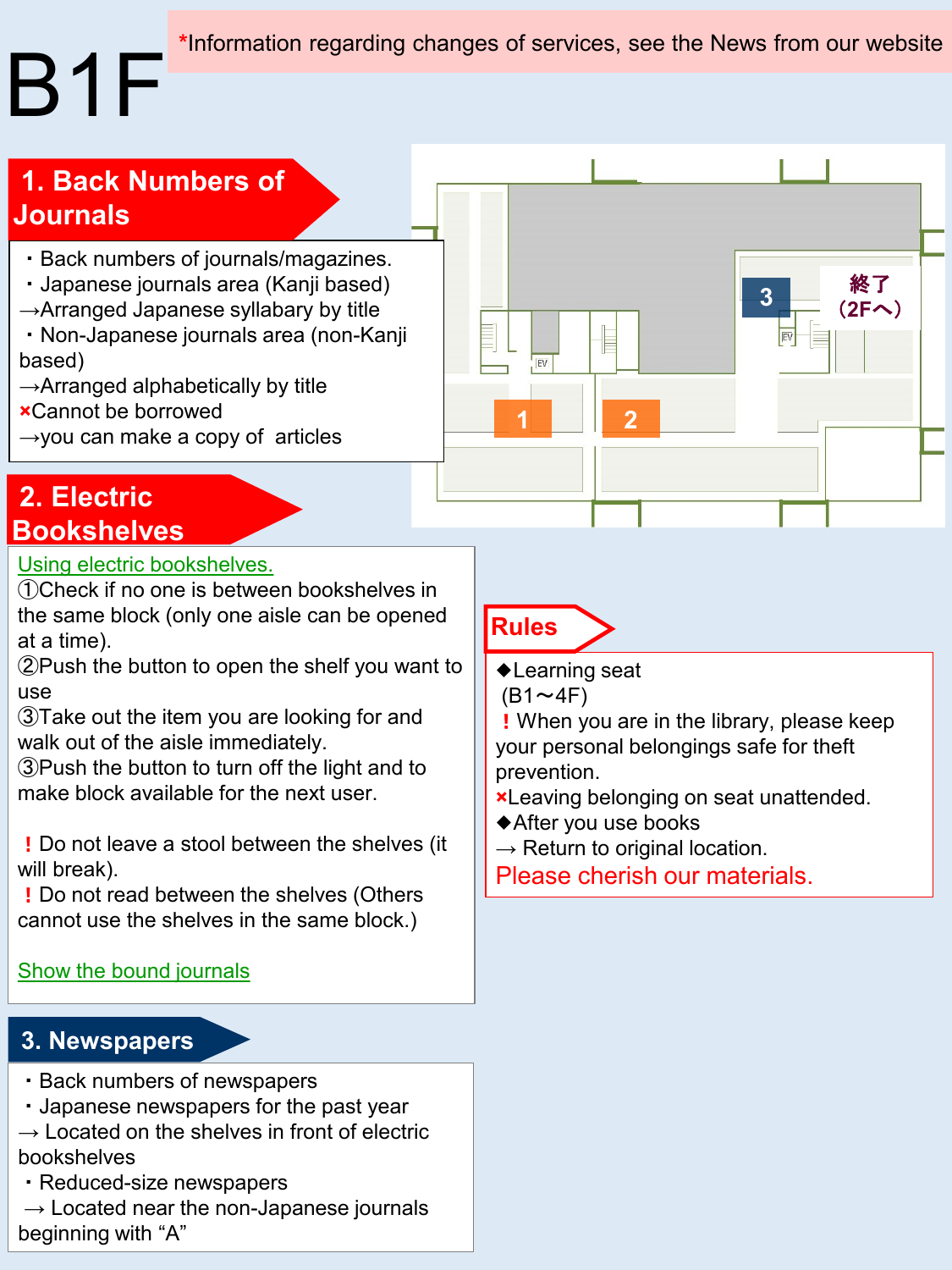# B1F

*Information regarding changes of services, see the News from our website

1

2

3

終了
（2F へ）

EV

EV

## 1. Back Numbers of Journals

・Back numbers of journals/magazines.
・Japanese journals area (Kanji based)
→Arranged Japanese syllabary by title
・Non-Japanese journals area (non-Kanji based)
→Arranged alphabetically by title
×Cannot be borrowed
→you can make a copy of articles

## 2. Electric Bookshelves

Using electric bookshelves.
①Check if no one is between bookshelves in the same block (only one aisle can be opened at a time).
②Push the button to open the shelf you want to use
③Take out the item you are looking for and walk out of the aisle immediately.
③Push the button to turn off the light and to make block available for the next user.

！Do not leave a stool between the shelves (it will break).
！Do not read between the shelves (Others cannot use the shelves in the same block.)

Show the bound journals

## 3. Newspapers

・Back numbers of newspapers
・Japanese newspapers for the past year
→ Located on the shelves in front of electric bookshelves
・Reduced-size newspapers
→ Located near the non-Japanese journals beginning with “A”

## Rules

◆Learning seat
(B1～4F)
！When you are in the library, please keep your personal belongings safe for theft prevention.
×Leaving belonging on seat unattended.
◆After you use books
→ Return to original location.
Please cherish our materials.